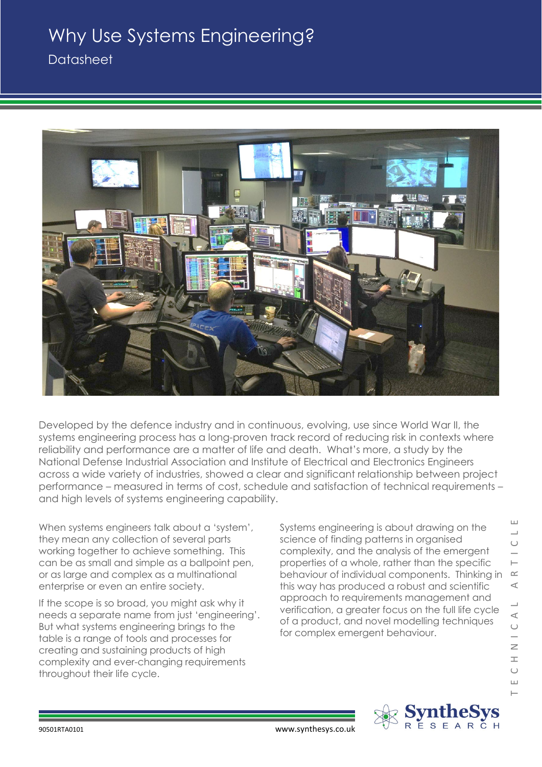# Why Use Systems Engineering?

## Datasheet

Developed by the defence industry and in continuous, evolving, use since World War II, the systems engineering process has a long-proven track record of reducing risk in contexts where reliability and performance are a matter of life and death. What's more, a study by the National Defense Industrial Association and Institute of Electrical and Electronics Engineers across a wide variety of industries, showed a clear and significant relationship between project performance – measured in terms of cost, schedule and satisfaction of technical requirements – and high levels of systems engineering capability.

When systems engineers talk about a 'system', they mean any collection of several parts working together to achieve something. This can be as small and simple as a ballpoint pen, or as large and complex as a multinational enterprise or even an entire society.

If the scope is so broad, you might ask why it needs a separate name from just 'engineering'. But what systems engineering brings to the table is a range of tools and processes for creating and sustaining products of high complexity and ever-changing requirements throughout their life cycle.

Systems engineering is about drawing on the science of finding patterns in organised complexity, and the analysis of the emergent properties of a whole, rather than the specific behaviour of individual components. Thinking in this way has produced a robust and scientific approach to requirements management and verification, a greater focus on the full life cycle of a product, and novel modelling techniques for complex emergent behaviour.

TECHNICAL ARTICLE

90501RTA0101

www.synthesys.co.uk

SyntheSys RESEARCH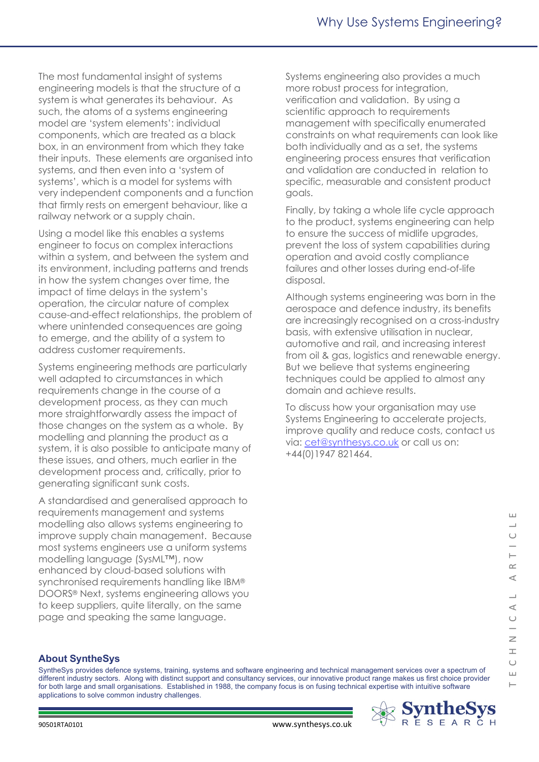The most fundamental insight of systems engineering models is that the structure of a system is what generates its behaviour. As such, the atoms of a systems engineering model are 'system elements': individual components, which are treated as a black box, in an environment from which they take their inputs. These elements are organised into systems, and then even into a 'system of systems', which is a model for systems with very independent components and a function that firmly rests on emergent behaviour, like a railway network or a supply chain.

Using a model like this enables a systems engineer to focus on complex interactions within a system, and between the system and its environment, including patterns and trends in how the system changes over time, the impact of time delays in the system's operation, the circular nature of complex cause-and-effect relationships, the problem of where unintended consequences are going to emerge, and the ability of a system to address customer requirements.

Systems engineering methods are particularly well adapted to circumstances in which requirements change in the course of a development process, as they can much more straightforwardly assess the impact of those changes on the system as a whole. By modelling and planning the product as a system, it is also possible to anticipate many of these issues, and others, much earlier in the development process and, critically, prior to generating significant sunk costs.

A standardised and generalised approach to requirements management and systems modelling also allows systems engineering to improve supply chain management. Because most systems engineers use a uniform systems modelling language (SysML™), now enhanced by cloud-based solutions with synchronised requirements handling like IBM® DOORS® Next, systems engineering allows you to keep suppliers, quite literally, on the same page and speaking the same language.

Systems engineering also provides a much more robust process for integration, verification and validation. By using a scientific approach to requirements management with specifically enumerated constraints on what requirements can look like both individually and as a set, the systems engineering process ensures that verification and validation are conducted in relation to specific, measurable and consistent product goals.

Finally, by taking a whole life cycle approach to the product, systems engineering can help to ensure the success of midlife upgrades, prevent the loss of system capabilities during operation and avoid costly compliance failures and other losses during end-of-life disposal.

Although systems engineering was born in the aerospace and defence industry, its benefits are increasingly recognised on a cross-industry basis, with extensive utilisation in nuclear, automotive and rail, and increasing interest from oil & gas, logistics and renewable energy. But we believe that systems engineering techniques could be applied to almost any domain and achieve results.

To discuss how your organisation may use Systems Engineering to accelerate projects, improve quality and reduce costs, contact us via: cet@synthesys.co.uk or call us on: +44(0)1947 821464.

### About SyntheSys

SyntheSys provides defence systems, training, systems and software engineering and technical management services over a spectrum of different industry sectors. Along with distinct support and consultancy services, our innovative product range makes us first choice provider for both large and small organisations. Established in 1988, the company focus is on fusing technical expertise with intuitive software applications to solve common industry challenges.

90501RTA0101

www.synthesys.co.uk